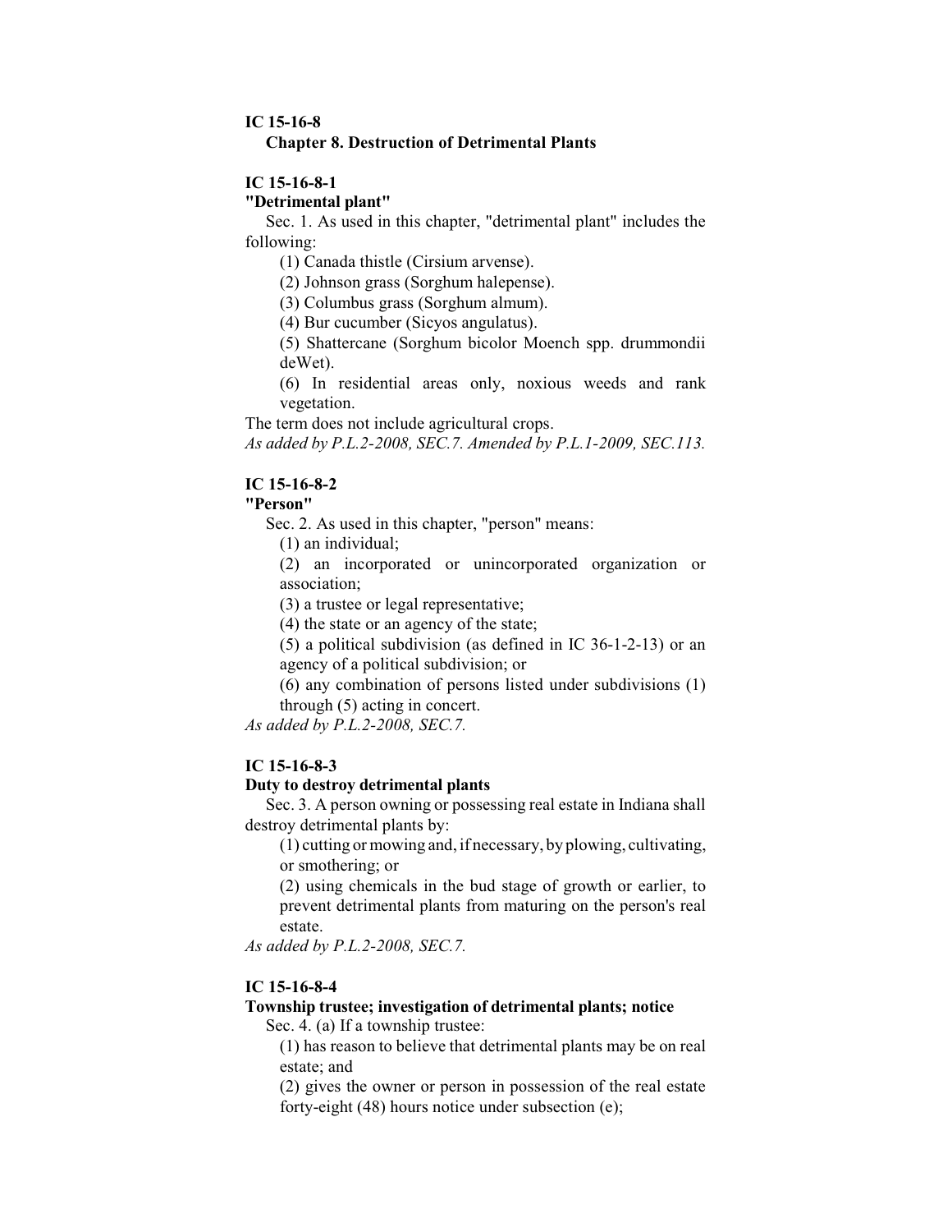**IC 15-16-8**

**Chapter 8. Destruction of Detrimental Plants**

**IC 15-16-8-1**

**"Detrimental plant"**

Sec. 1. As used in this chapter, "detrimental plant" includes the following:

(1) Canada thistle (Cirsium arvense).

(2) Johnson grass (Sorghum halepense).

(3) Columbus grass (Sorghum almum).

(4) Bur cucumber (Sicyos angulatus).

(5) Shattercane (Sorghum bicolor Moench spp. drummondii deWet).

(6) In residential areas only, noxious weeds and rank vegetation.

The term does not include agricultural crops.

*As added by P.L.2-2008, SEC.7. Amended by P.L.1-2009, SEC.113.*

**IC 15-16-8-2**

**"Person"**

Sec. 2. As used in this chapter, "person" means:

(1) an individual;

(2) an incorporated or unincorporated organization or association;

(3) a trustee or legal representative;

(4) the state or an agency of the state;

(5) a political subdivision (as defined in IC 36-1-2-13) or an agency of a political subdivision; or

(6) any combination of persons listed under subdivisions (1) through (5) acting in concert.

*As added by P.L.2-2008, SEC.7.*

**IC 15-16-8-3**

**Duty to destroy detrimental plants**

Sec. 3. A person owning or possessing real estate in Indiana shall destroy detrimental plants by:

(1) cutting or mowing and, if necessary, by plowing, cultivating, or smothering; or

(2) using chemicals in the bud stage of growth or earlier, to prevent detrimental plants from maturing on the person's real estate.

*As added by P.L.2-2008, SEC.7.*

**IC 15-16-8-4**

**Township trustee; investigation of detrimental plants; notice**

Sec. 4. (a) If a township trustee:

(1) has reason to believe that detrimental plants may be on real estate; and

(2) gives the owner or person in possession of the real estate forty-eight (48) hours notice under subsection (e);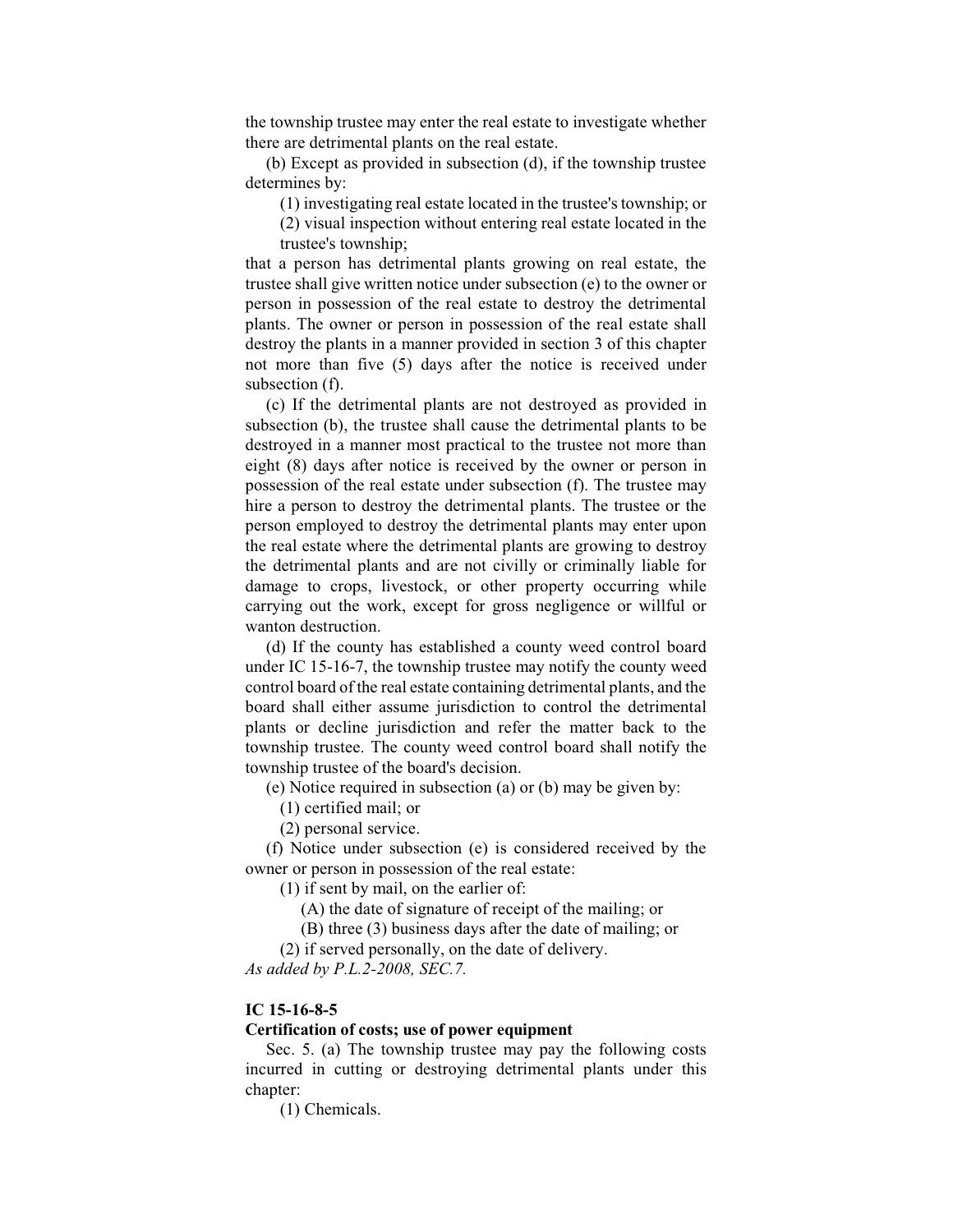the township trustee may enter the real estate to investigate whether there are detrimental plants on the real estate.

(b) Except as provided in subsection (d), if the township trustee determines by:

(1) investigating real estate located in the trustee's township; or

(2) visual inspection without entering real estate located in the trustee's township;

that a person has detrimental plants growing on real estate, the trustee shall give written notice under subsection (e) to the owner or person in possession of the real estate to destroy the detrimental plants. The owner or person in possession of the real estate shall destroy the plants in a manner provided in section 3 of this chapter not more than five (5) days after the notice is received under subsection (f).

(c) If the detrimental plants are not destroyed as provided in subsection (b), the trustee shall cause the detrimental plants to be destroyed in a manner most practical to the trustee not more than eight (8) days after notice is received by the owner or person in possession of the real estate under subsection (f). The trustee may hire a person to destroy the detrimental plants. The trustee or the person employed to destroy the detrimental plants may enter upon the real estate where the detrimental plants are growing to destroy the detrimental plants and are not civilly or criminally liable for damage to crops, livestock, or other property occurring while carrying out the work, except for gross negligence or willful or wanton destruction.

(d) If the county has established a county weed control board under IC 15-16-7, the township trustee may notify the county weed control board of the real estate containing detrimental plants, and the board shall either assume jurisdiction to control the detrimental plants or decline jurisdiction and refer the matter back to the township trustee. The county weed control board shall notify the township trustee of the board's decision.

(e) Notice required in subsection (a) or (b) may be given by:

(1) certified mail; or

(2) personal service.

(f) Notice under subsection (e) is considered received by the owner or person in possession of the real estate:

(1) if sent by mail, on the earlier of:

(A) the date of signature of receipt of the mailing; or

(B) three (3) business days after the date of mailing; or

(2) if served personally, on the date of delivery.

*As added by P.L.2-2008, SEC.7.*

**IC 15-16-8-5**

**Certification of costs; use of power equipment**

Sec. 5. (a) The township trustee may pay the following costs incurred in cutting or destroying detrimental plants under this chapter:

(1) Chemicals.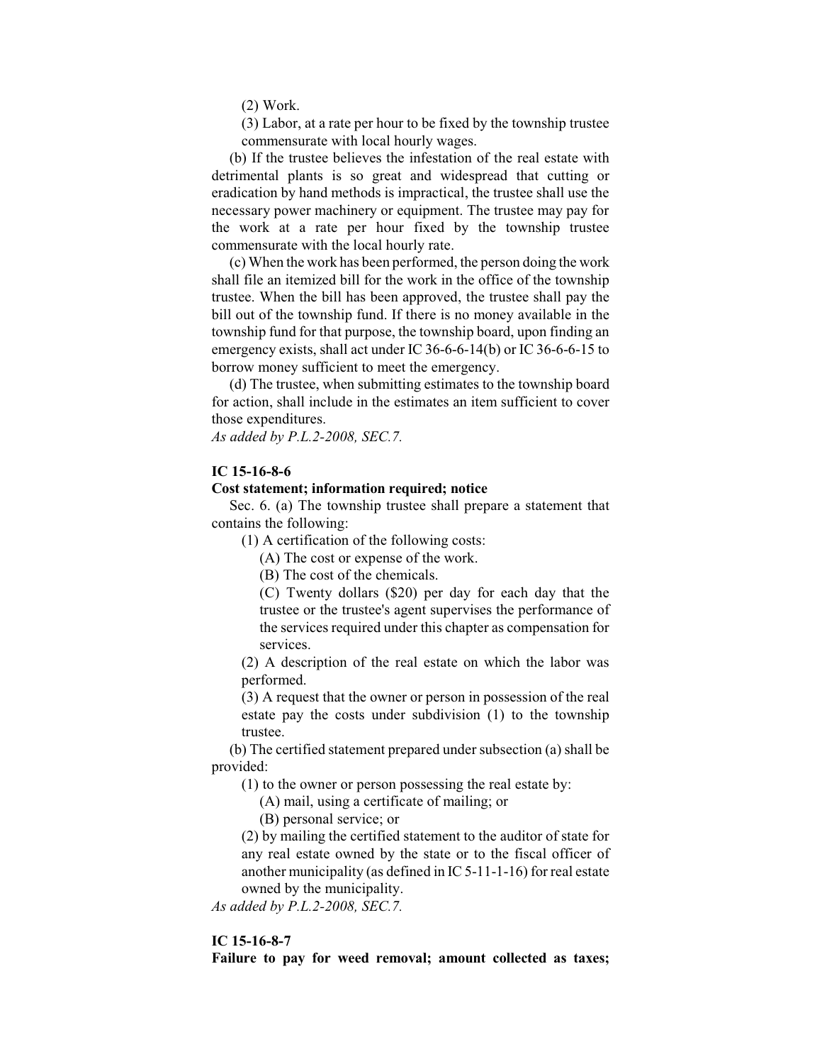(2) Work.

(3) Labor, at a rate per hour to be fixed by the township trustee commensurate with local hourly wages.

(b) If the trustee believes the infestation of the real estate with detrimental plants is so great and widespread that cutting or eradication by hand methods is impractical, the trustee shall use the necessary power machinery or equipment. The trustee may pay for the work at a rate per hour fixed by the township trustee commensurate with the local hourly rate.

(c) When the work has been performed, the person doing the work shall file an itemized bill for the work in the office of the township trustee. When the bill has been approved, the trustee shall pay the bill out of the township fund. If there is no money available in the township fund for that purpose, the township board, upon finding an emergency exists, shall act under IC 36-6-6-14(b) or IC 36-6-6-15 to borrow money sufficient to meet the emergency.

(d) The trustee, when submitting estimates to the township board for action, shall include in the estimates an item sufficient to cover those expenditures.

*As added by P.L.2-2008, SEC.7.*

**IC 15-16-8-6**

**Cost statement; information required; notice**

Sec. 6. (a) The township trustee shall prepare a statement that contains the following:

(1) A certification of the following costs:

(A) The cost or expense of the work.

(B) The cost of the chemicals.

(C) Twenty dollars ($20) per day for each day that the trustee or the trustee's agent supervises the performance of the services required under this chapter as compensation for services.

(2) A description of the real estate on which the labor was performed.

(3) A request that the owner or person in possession of the real estate pay the costs under subdivision (1) to the township trustee.

(b) The certified statement prepared under subsection (a) shall be provided:

(1) to the owner or person possessing the real estate by:

(A) mail, using a certificate of mailing; or

(B) personal service; or

(2) by mailing the certified statement to the auditor of state for any real estate owned by the state or to the fiscal officer of another municipality (as defined in IC 5-11-1-16) for real estate owned by the municipality.

*As added by P.L.2-2008, SEC.7.*

**IC 15-16-8-7**

**Failure to pay for weed removal; amount collected as taxes;**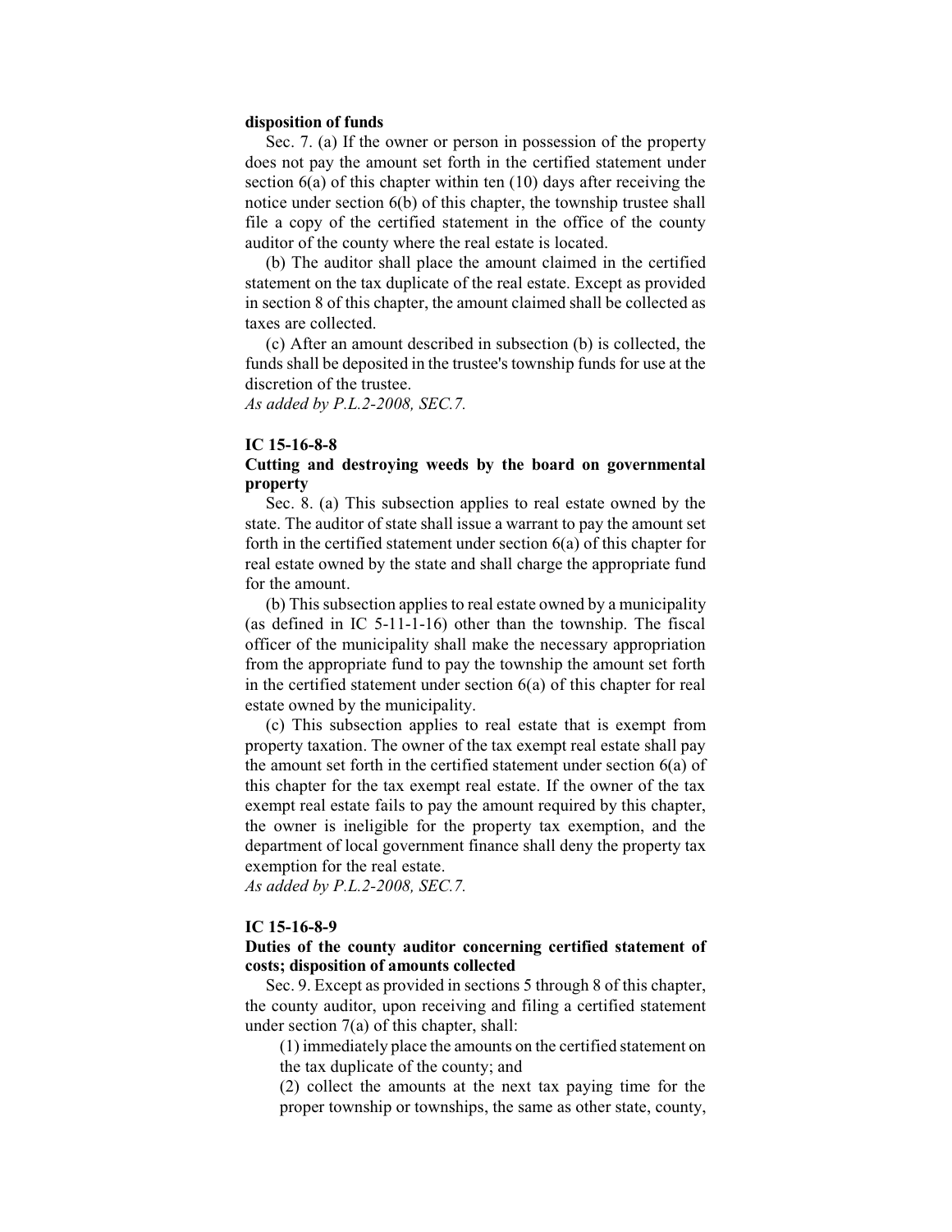**disposition of funds**

Sec. 7. (a) If the owner or person in possession of the property does not pay the amount set forth in the certified statement under section 6(a) of this chapter within ten (10) days after receiving the notice under section 6(b) of this chapter, the township trustee shall file a copy of the certified statement in the office of the county auditor of the county where the real estate is located.

(b) The auditor shall place the amount claimed in the certified statement on the tax duplicate of the real estate. Except as provided in section 8 of this chapter, the amount claimed shall be collected as taxes are collected.

(c) After an amount described in subsection (b) is collected, the funds shall be deposited in the trustee's township funds for use at the discretion of the trustee.

*As added by P.L.2-2008, SEC.7.*

### IC 15-16-8-8

### Cutting and destroying weeds by the board on governmental property

Sec. 8. (a) This subsection applies to real estate owned by the state. The auditor of state shall issue a warrant to pay the amount set forth in the certified statement under section 6(a) of this chapter for real estate owned by the state and shall charge the appropriate fund for the amount.

(b) This subsection applies to real estate owned by a municipality (as defined in IC 5-11-1-16) other than the township. The fiscal officer of the municipality shall make the necessary appropriation from the appropriate fund to pay the township the amount set forth in the certified statement under section 6(a) of this chapter for real estate owned by the municipality.

(c) This subsection applies to real estate that is exempt from property taxation. The owner of the tax exempt real estate shall pay the amount set forth in the certified statement under section 6(a) of this chapter for the tax exempt real estate. If the owner of the tax exempt real estate fails to pay the amount required by this chapter, the owner is ineligible for the property tax exemption, and the department of local government finance shall deny the property tax exemption for the real estate.

*As added by P.L.2-2008, SEC.7.*

### IC 15-16-8-9

### Duties of the county auditor concerning certified statement of costs; disposition of amounts collected

Sec. 9. Except as provided in sections 5 through 8 of this chapter, the county auditor, upon receiving and filing a certified statement under section 7(a) of this chapter, shall:

(1) immediately place the amounts on the certified statement on the tax duplicate of the county; and

(2) collect the amounts at the next tax paying time for the proper township or townships, the same as other state, county,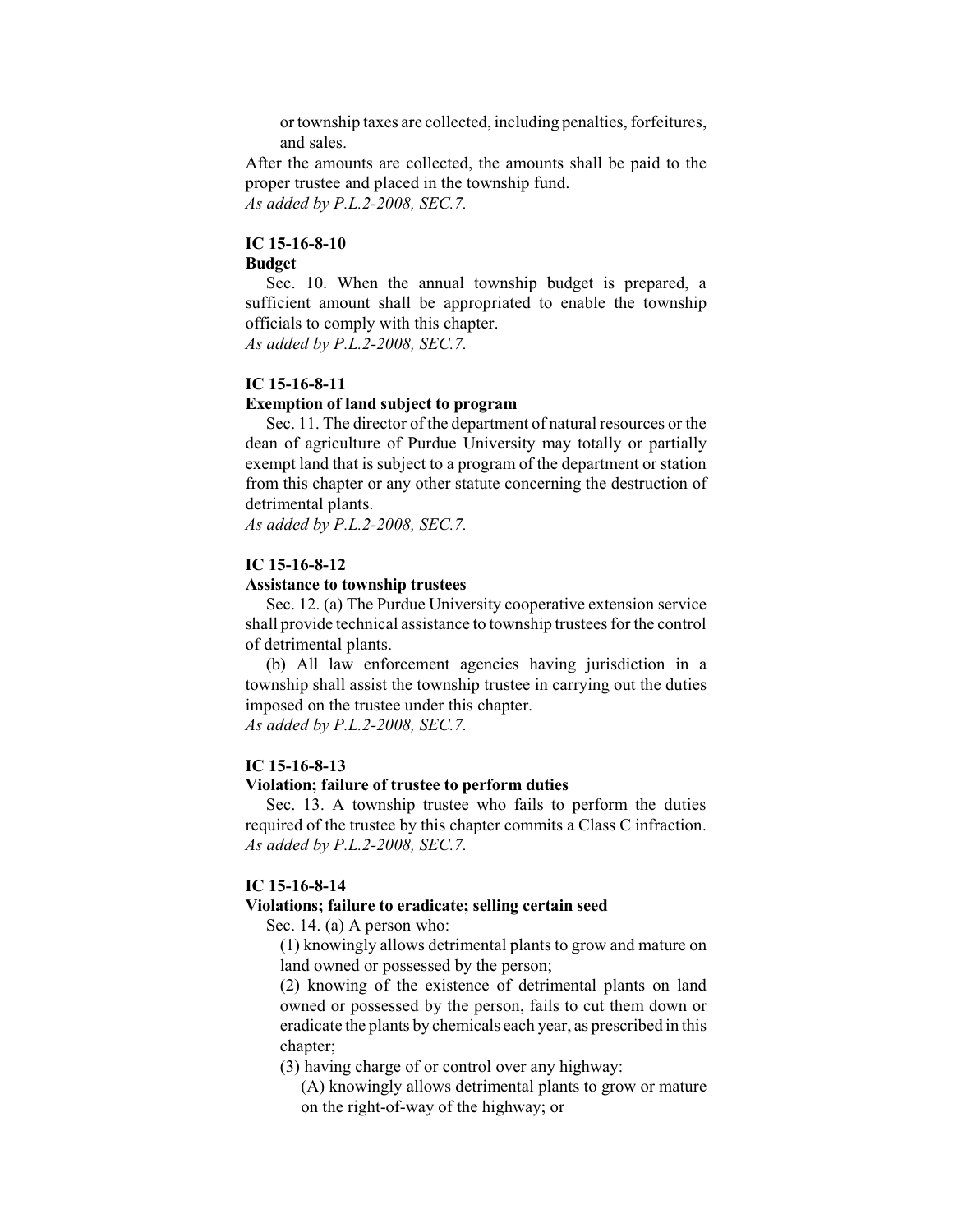or township taxes are collected, including penalties, forfeitures, and sales.

After the amounts are collected, the amounts shall be paid to the proper trustee and placed in the township fund.

*As added by P.L.2-2008, SEC.7.*

**IC 15-16-8-10**

**Budget**

Sec. 10. When the annual township budget is prepared, a sufficient amount shall be appropriated to enable the township officials to comply with this chapter.

*As added by P.L.2-2008, SEC.7.*

**IC 15-16-8-11**

**Exemption of land subject to program**

Sec. 11. The director of the department of natural resources or the dean of agriculture of Purdue University may totally or partially exempt land that is subject to a program of the department or station from this chapter or any other statute concerning the destruction of detrimental plants.

*As added by P.L.2-2008, SEC.7.*

**IC 15-16-8-12**

**Assistance to township trustees**

Sec. 12. (a) The Purdue University cooperative extension service shall provide technical assistance to township trustees for the control of detrimental plants.

(b) All law enforcement agencies having jurisdiction in a township shall assist the township trustee in carrying out the duties imposed on the trustee under this chapter.

*As added by P.L.2-2008, SEC.7.*

**IC 15-16-8-13**

**Violation; failure of trustee to perform duties**

Sec. 13. A township trustee who fails to perform the duties required of the trustee by this chapter commits a Class C infraction.

*As added by P.L.2-2008, SEC.7.*

**IC 15-16-8-14**

**Violations; failure to eradicate; selling certain seed**

Sec. 14. (a) A person who:

(1) knowingly allows detrimental plants to grow and mature on land owned or possessed by the person;

(2) knowing of the existence of detrimental plants on land owned or possessed by the person, fails to cut them down or eradicate the plants by chemicals each year, as prescribed in this chapter;

(3) having charge of or control over any highway:

(A) knowingly allows detrimental plants to grow or mature on the right-of-way of the highway; or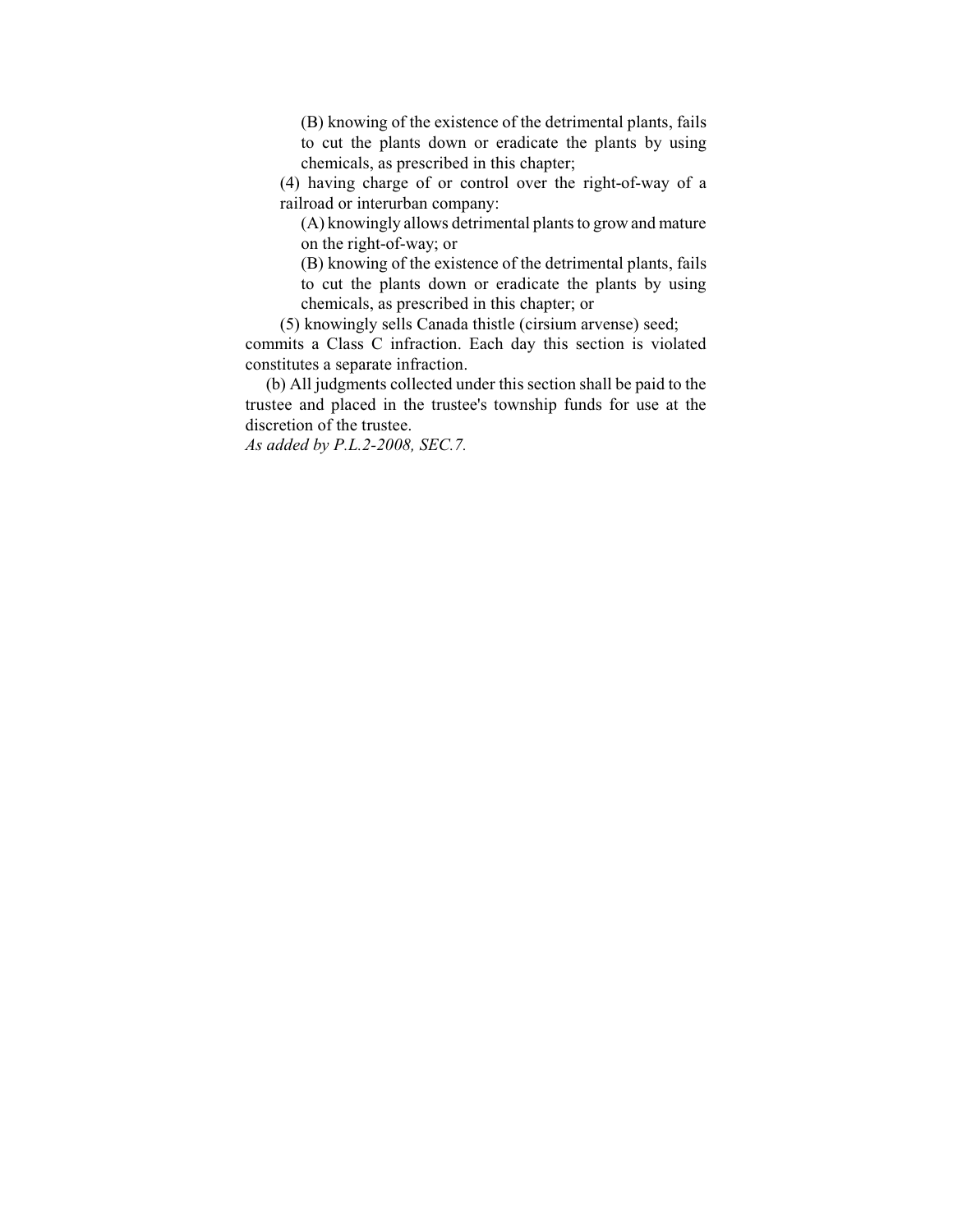(B) knowing of the existence of the detrimental plants, fails to cut the plants down or eradicate the plants by using chemicals, as prescribed in this chapter;

(4) having charge of or control over the right-of-way of a railroad or interurban company:

(A) knowingly allows detrimental plants to grow and mature on the right-of-way; or

(B) knowing of the existence of the detrimental plants, fails to cut the plants down or eradicate the plants by using chemicals, as prescribed in this chapter; or

(5) knowingly sells Canada thistle (cirsium arvense) seed;

commits a Class C infraction. Each day this section is violated constitutes a separate infraction.

(b) All judgments collected under this section shall be paid to the trustee and placed in the trustee's township funds for use at the discretion of the trustee.

*As added by P.L.2-2008, SEC.7.*